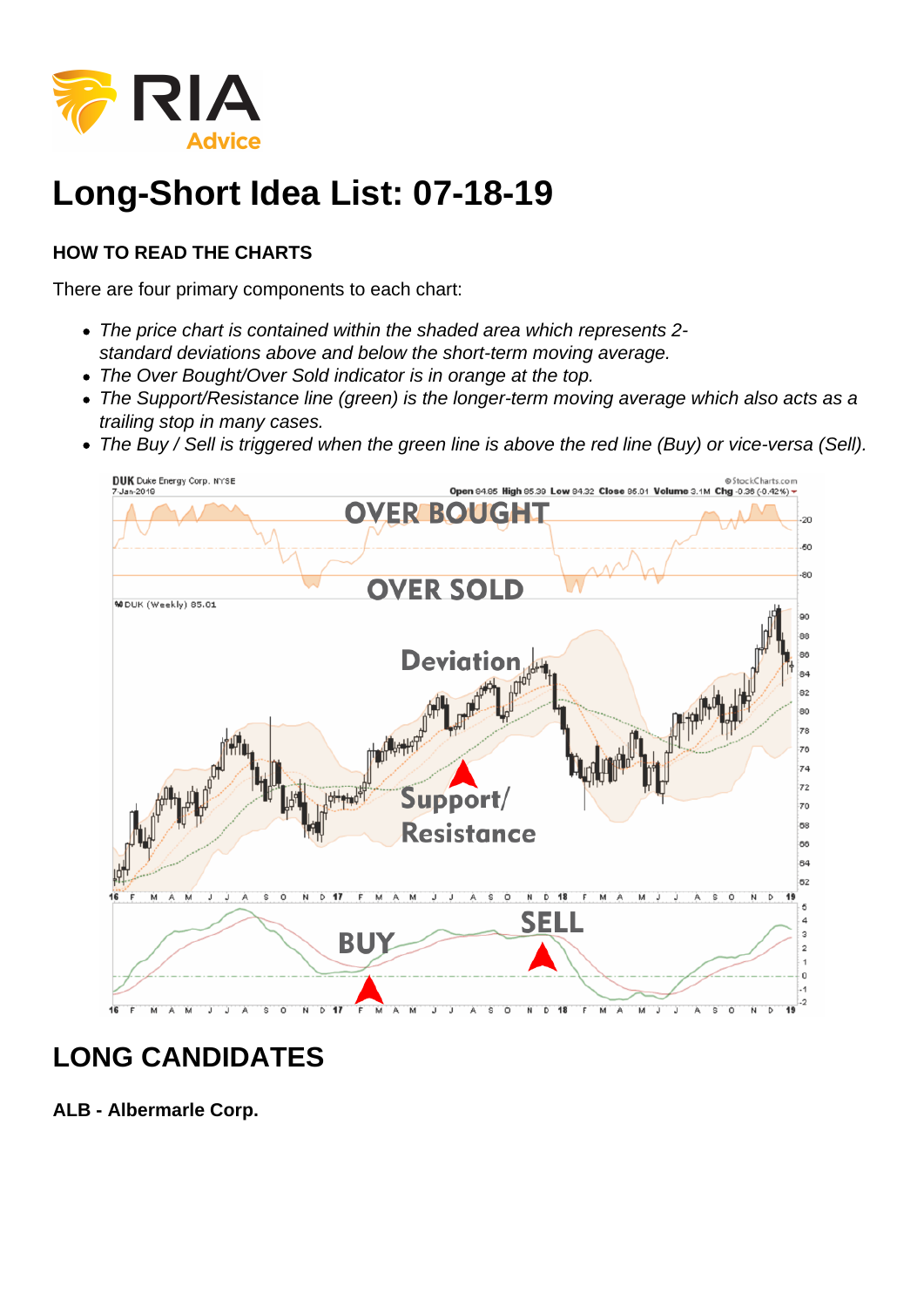# Long-Short Idea List: 07-18-19

**HOW TO READ THE CHARTS**

There are four primary components to each chart:

- *The price chart is contained within the shaded area which represents 2-standard deviations above and below the short-term moving average.*
- *The Over Bought/Over Sold indicator is in orange at the top.*
- *The Support/Resistance line (green) is the longer-term moving average which also acts as a trailing stop in many cases.*
- *The Buy / Sell is triggered when the green line is above the red line (Buy) or vice-versa (Sell).*

## LONG CANDIDATES

**ALB - Albermarle Corp.**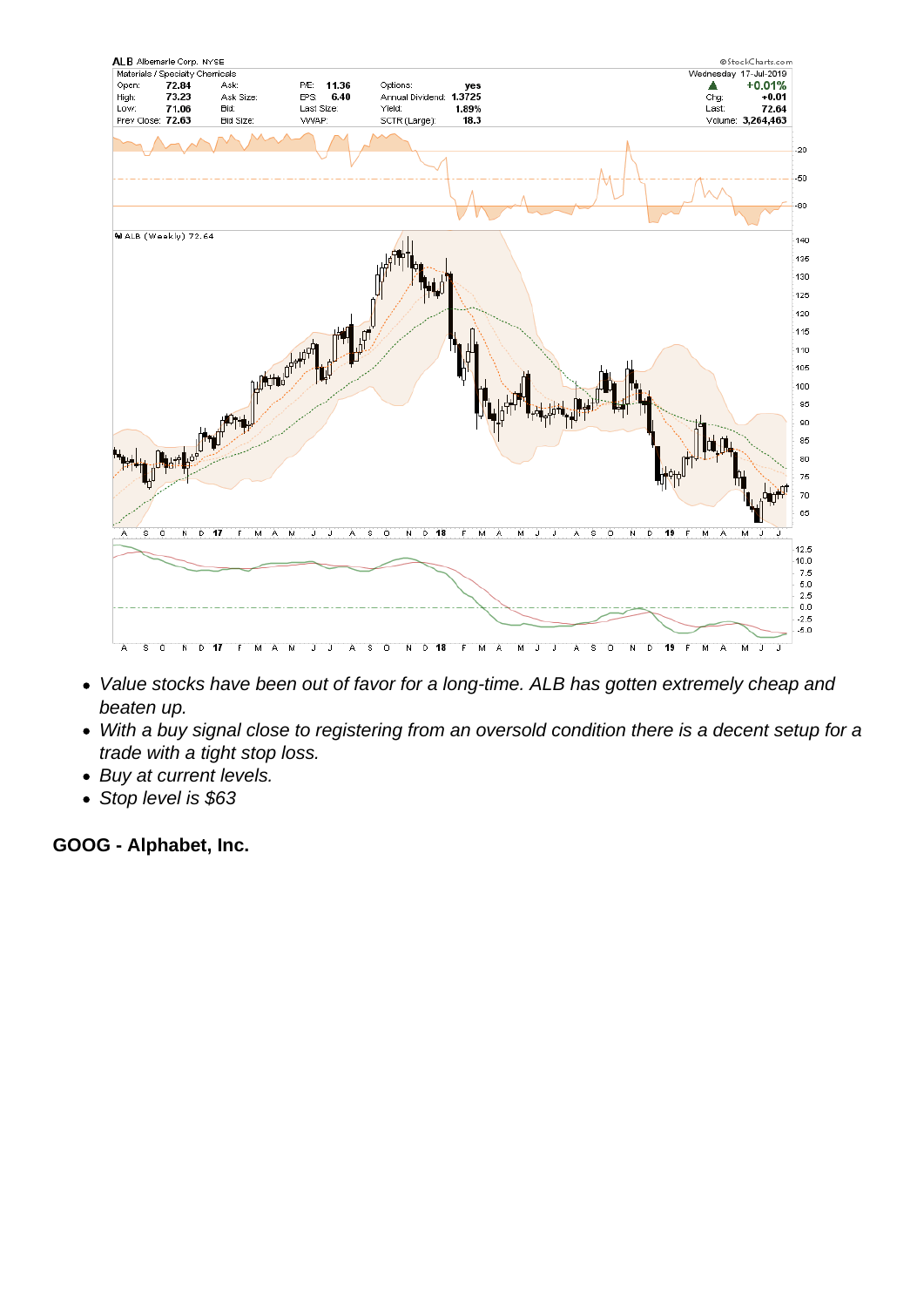- *Value stocks have been out of favor for a long-time. ALB has gotten extremely cheap and beaten up.*
- *With a buy signal close to registering from an oversold condition there is a decent setup for a trade with a tight stop loss.*
- *Buy at current levels.*
- *Stop level is $63*

**GOOG - Alphabet, Inc.**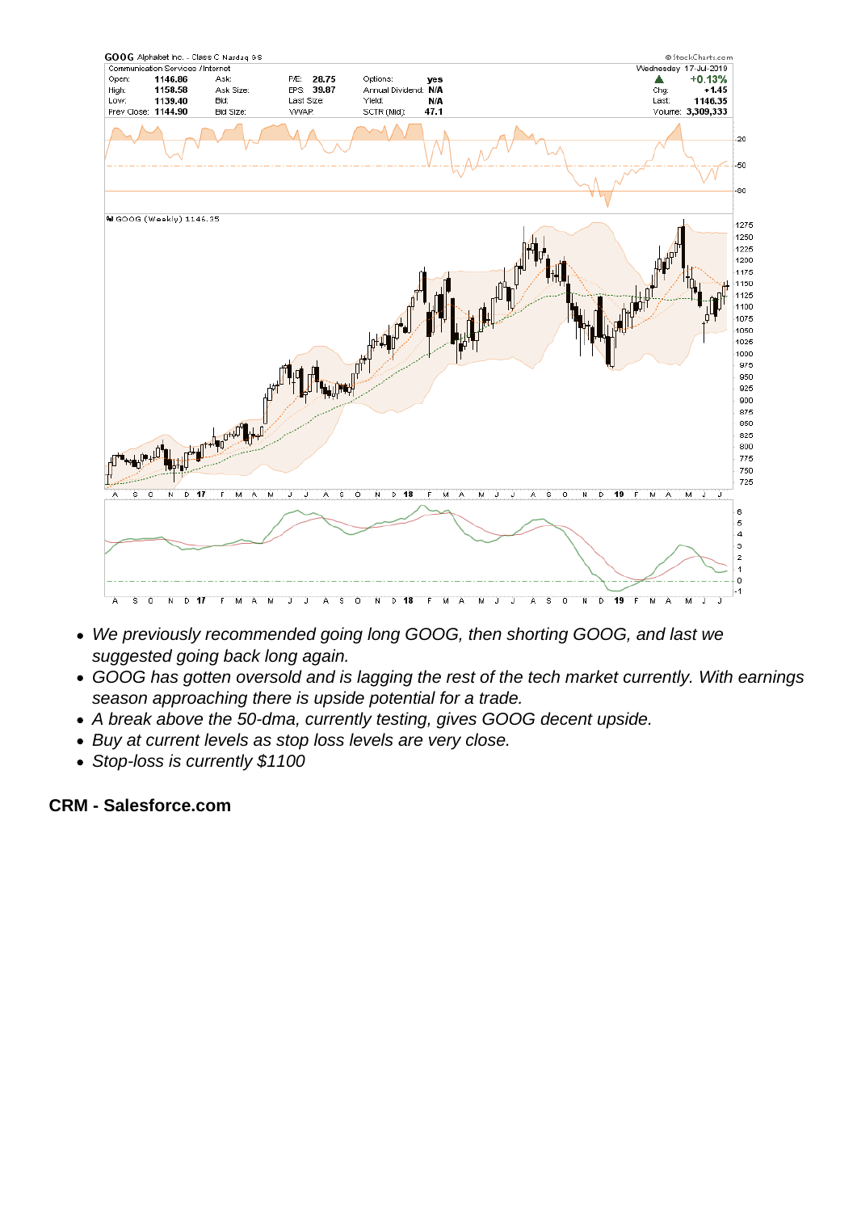- *We previously recommended going long GOOG, then shorting GOOG, and last we suggested going back long again.*
- *GOOG has gotten oversold and is lagging the rest of the tech market currently. With earnings season approaching there is upside potential for a trade.*
- *A break above the 50-dma, currently testing, gives GOOG decent upside.*
- *Buy at current levels as stop loss levels are very close.*
- *Stop-loss is currently $1100*

**CRM - Salesforce.com**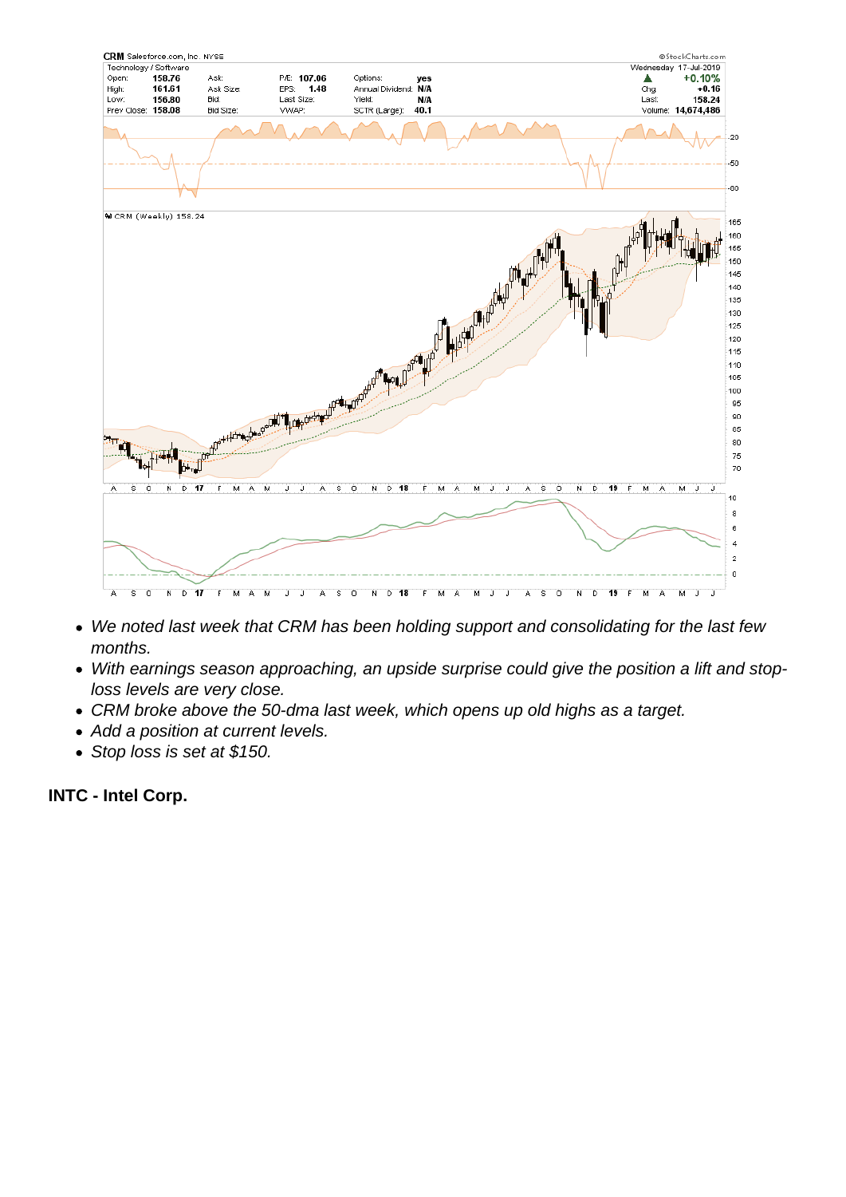- *We noted last week that CRM has been holding support and consolidating for the last few months.*
- *With earnings season approaching, an upside surprise could give the position a lift and stop-loss levels are very close.*
- *CRM broke above the 50-dma last week, which opens up old highs as a target.*
- *Add a position at current levels.*
- *Stop loss is set at $150.*

**INTC - Intel Corp.**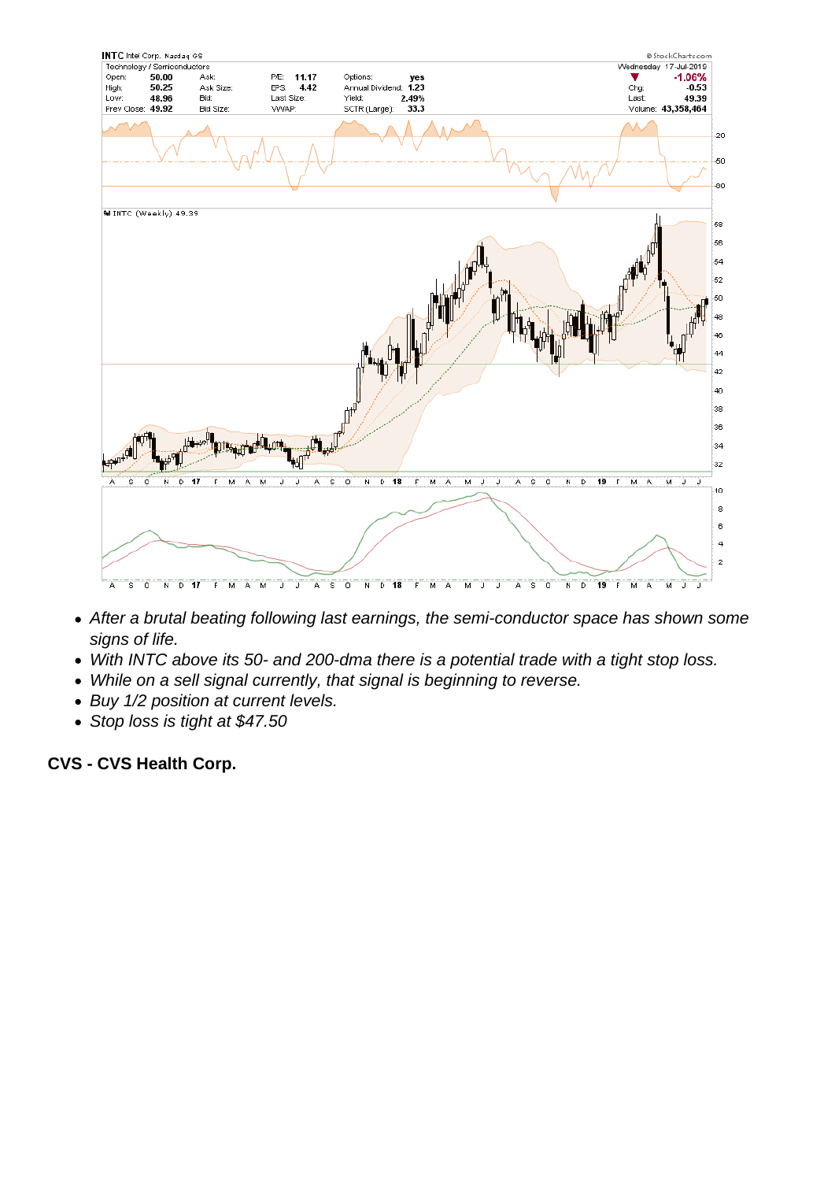- After a brutal beating following last earnings, the semi-conductor space has shown some signs of life.
- With INTC above its 50- and 200-dma there is a potential trade with a tight stop loss.
- While on a sell signal currently, that signal is beginning to reverse.
- Buy 1/2 position at current levels.
- Stop loss is tight at $47.50

**CVS - CVS Health Corp.**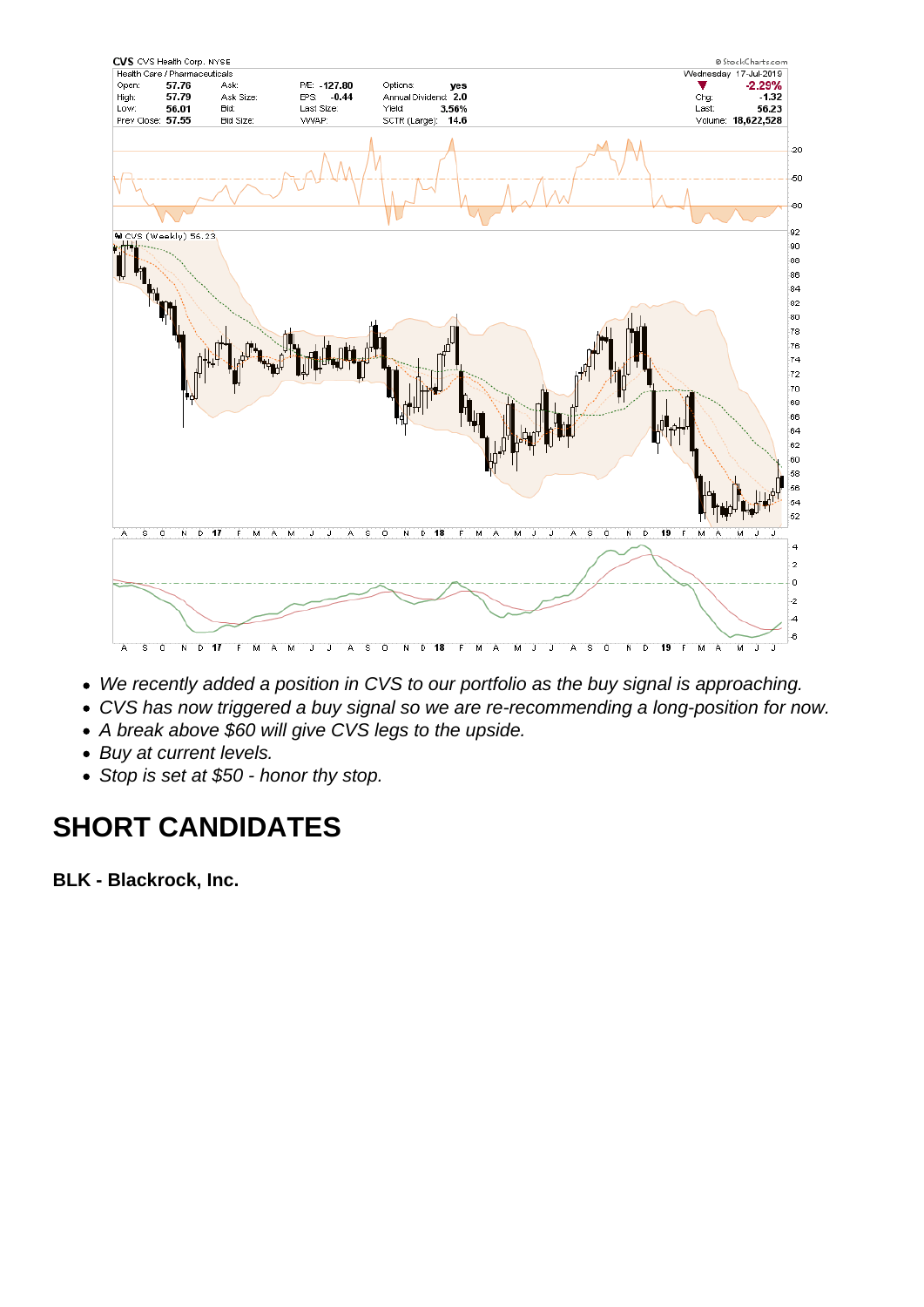- We recently added a position in CVS to our portfolio as the buy signal is approaching.
- CVS has now triggered a buy signal so we are re-recommending a long-position for now.
- A break above $60 will give CVS legs to the upside.
- Buy at current levels.
- Stop is set at $50 - honor thy stop.

## SHORT CANDIDATES

**BLK - Blackrock, Inc.**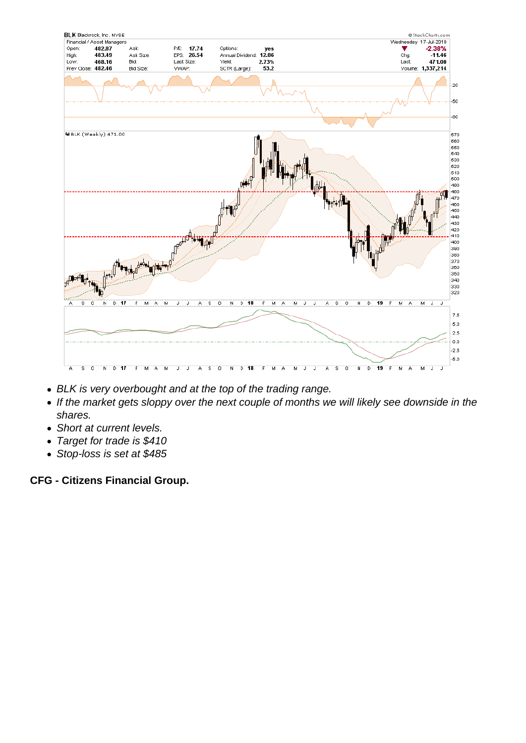- *BLK is very overbought and at the top of the trading range.*
- *If the market gets sloppy over the next couple of months we will likely see downside in the shares.*
- *Short at current levels.*
- *Target for trade is $410*
- *Stop-loss is set at $485*

**CFG - Citizens Financial Group.**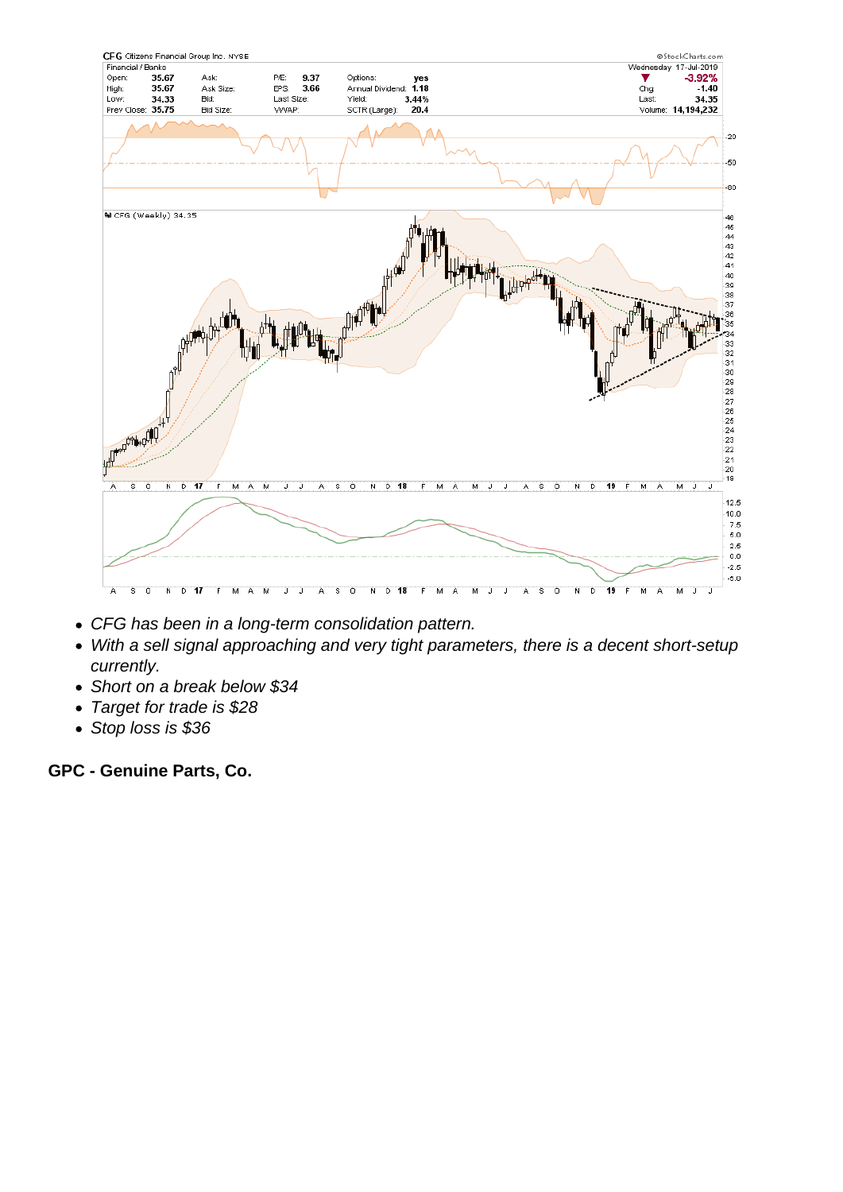- *CFG has been in a long-term consolidation pattern.*
- *With a sell signal approaching and very tight parameters, there is a decent short-setup currently.*
- *Short on a break below $34*
- *Target for trade is $28*
- *Stop loss is $36*

**GPC - Genuine Parts, Co.**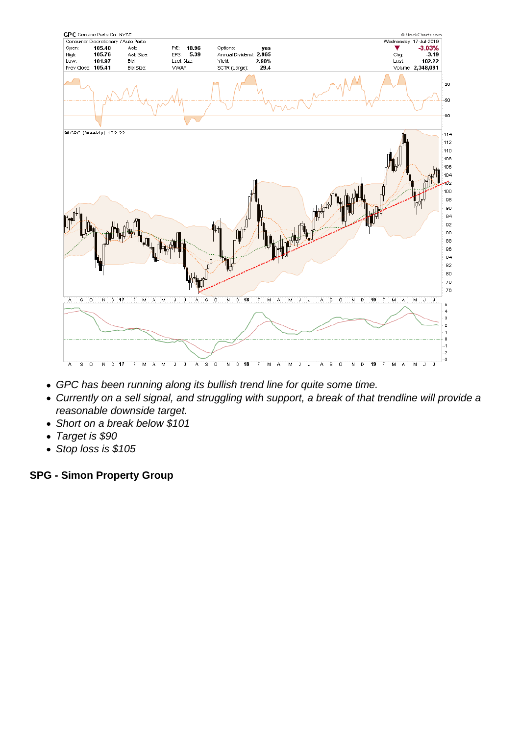- *GPC has been running along its bullish trend line for quite some time.*
- *Currently on a sell signal, and struggling with support, a break of that trendline will provide a reasonable downside target.*
- *Short on a break below $101*
- *Target is $90*
- *Stop loss is $105*

**SPG - Simon Property Group**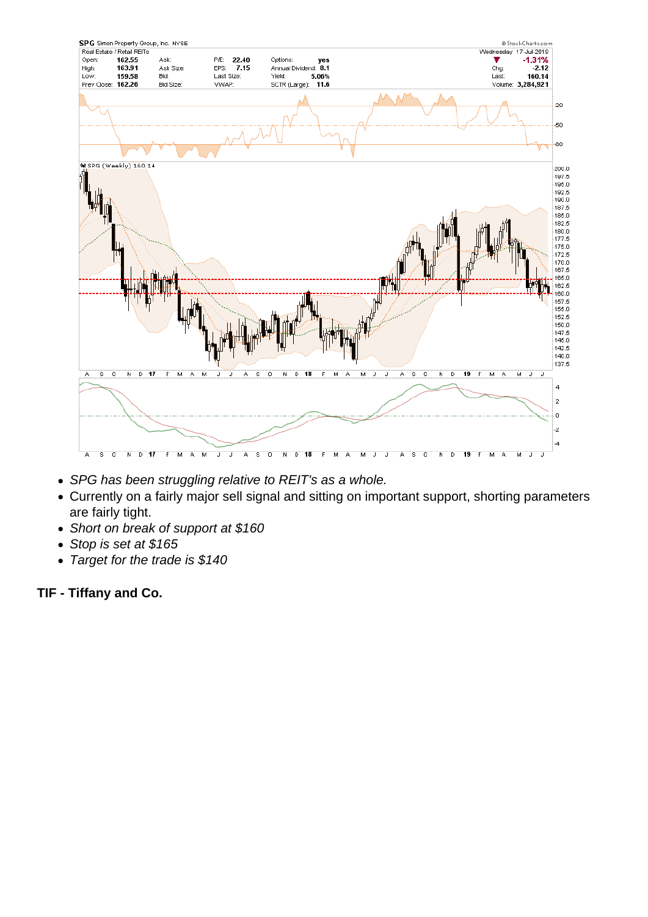- *SPG has been struggling relative to REIT's as a whole.*
- Currently on a fairly major sell signal and sitting on important support, shorting parameters are fairly tight.
- *Short on break of support at $160*
- *Stop is set at $165*
- *Target for the trade is $140*

**TIF - Tiffany and Co.**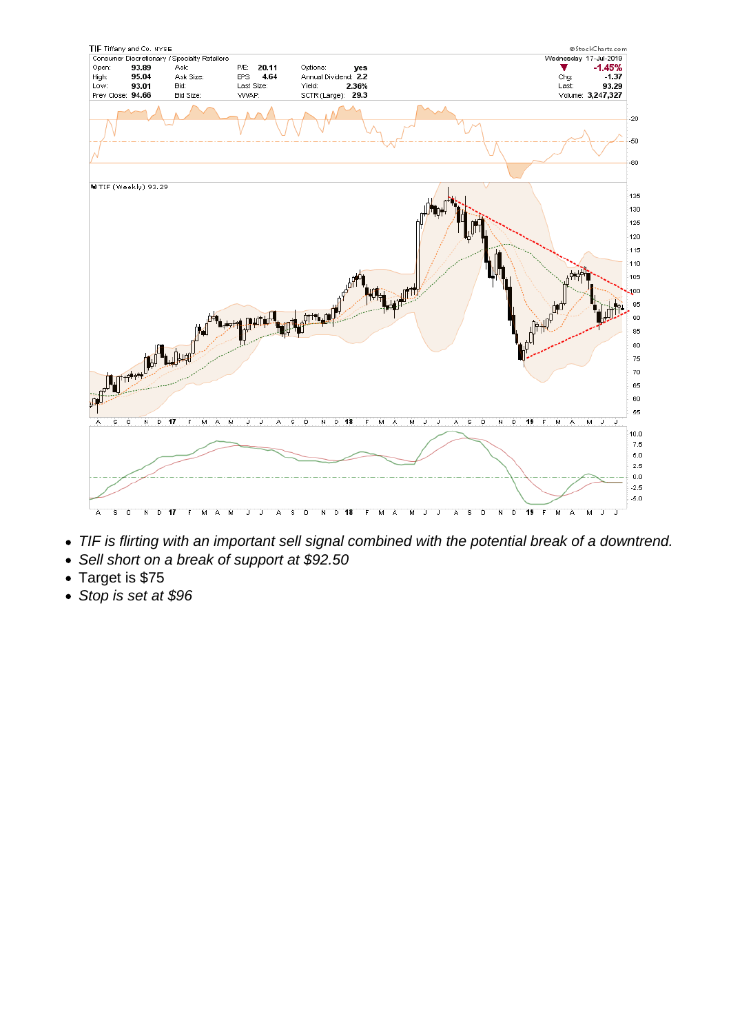TIF Tiffany and Co. NYSE
@StockCharts.com
Consumer Discretionary / Specialty Retailers
Wednesday 17-Jul-2019
Open: 93.89 Ask: P/E: 20.11 Options: yes
High: 95.04 Ask Size: EPS: 4.64 Annual Dividend: 2.2
Low: 93.01 Bid: Last Size: Yield: 2.36%
Prev Close: 94.66 Bid Size: VWAP: SCTR (Large): 29.3
-1.45%
Chg: -1.37
Last: 93.29
Volume: 3,247,327

TIF (Weekly) 93.29

A S O N D 17 F M A M J J A S O N D 18 F M A M J J A S O N D 19 F M A M J J

- *TIF is flirting with an important sell signal combined with the potential break of a downtrend.*
- *Sell short on a break of support at $92.50*
- Target is $75
- *Stop is set at $96*